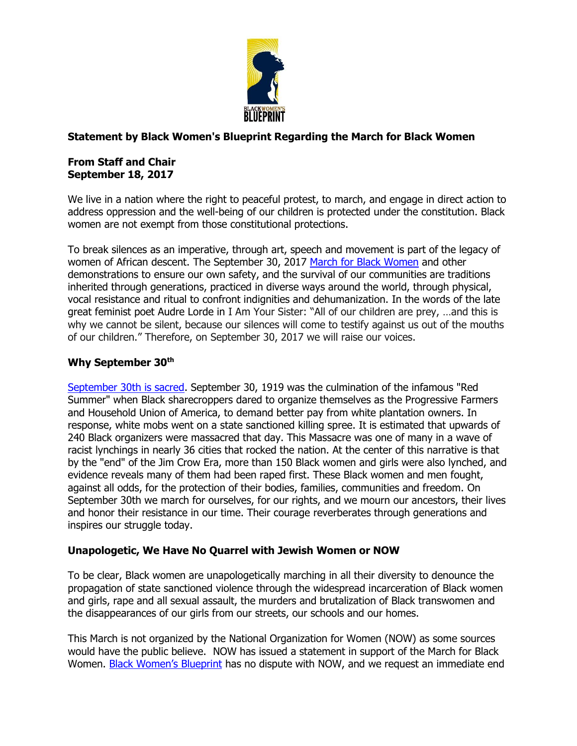**Statement by Black Women's Blueprint Regarding the March for Black Women**

**From Staff and Chair**
**September 18, 2017**

We live in a nation where the right to peaceful protest, to march, and engage in direct action to address oppression and the well-being of our children is protected under the constitution. Black women are not exempt from those constitutional protections.

To break silences as an imperative, through art, speech and movement is part of the legacy of women of African descent. The September 30, 2017 March for Black Women and other demonstrations to ensure our own safety, and the survival of our communities are traditions inherited through generations, practiced in diverse ways around the world, through physical, vocal resistance and ritual to confront indignities and dehumanization. In the words of the late great feminist poet Audre Lorde in I Am Your Sister: "All of our children are prey, …and this is why we cannot be silent, because our silences will come to testify against us out of the mouths of our children." Therefore, on September 30, 2017 we will raise our voices.

## Why September 30th

September 30th is sacred. September 30, 1919 was the culmination of the infamous "Red Summer" when Black sharecroppers dared to organize themselves as the Progressive Farmers and Household Union of America, to demand better pay from white plantation owners. In response, white mobs went on a state sanctioned killing spree. It is estimated that upwards of 240 Black organizers were massacred that day. This Massacre was one of many in a wave of racist lynchings in nearly 36 cities that rocked the nation. At the center of this narrative is that by the "end" of the Jim Crow Era, more than 150 Black women and girls were also lynched, and evidence reveals many of them had been raped first. These Black women and men fought, against all odds, for the protection of their bodies, families, communities and freedom. On September 30th we march for ourselves, for our rights, and we mourn our ancestors, their lives and honor their resistance in our time. Their courage reverberates through generations and inspires our struggle today.

## Unapologetic, We Have No Quarrel with Jewish Women or NOW

To be clear, Black women are unapologetically marching in all their diversity to denounce the propagation of state sanctioned violence through the widespread incarceration of Black women and girls, rape and all sexual assault, the murders and brutalization of Black transwomen and the disappearances of our girls from our streets, our schools and our homes.

This March is not organized by the National Organization for Women (NOW) as some sources would have the public believe. NOW has issued a statement in support of the March for Black Women. Black Women's Blueprint has no dispute with NOW, and we request an immediate end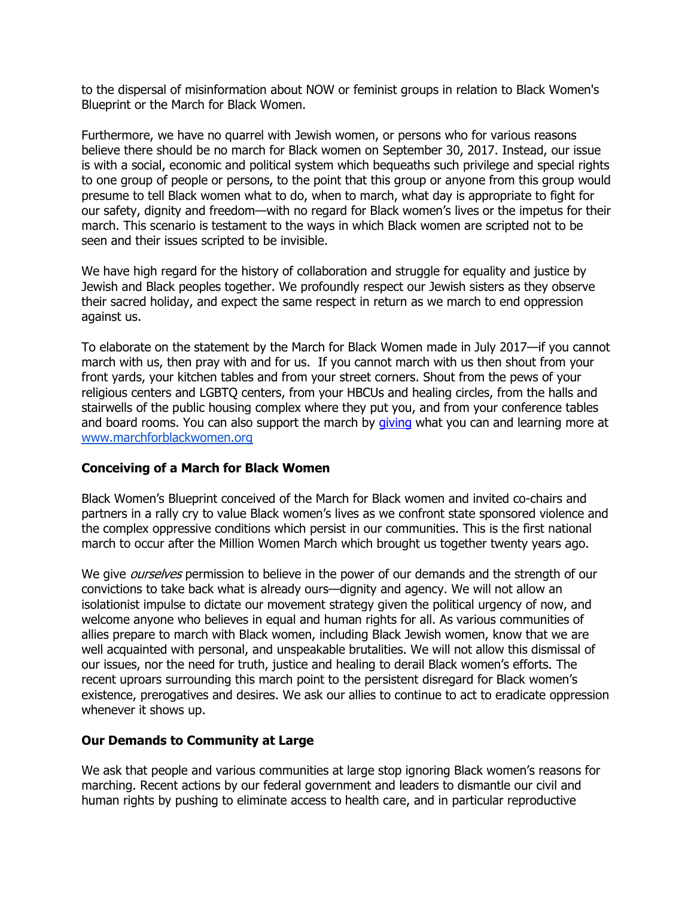to the dispersal of misinformation about NOW or feminist groups in relation to Black Women's Blueprint or the March for Black Women.

Furthermore, we have no quarrel with Jewish women, or persons who for various reasons believe there should be no march for Black women on September 30, 2017. Instead, our issue is with a social, economic and political system which bequeaths such privilege and special rights to one group of people or persons, to the point that this group or anyone from this group would presume to tell Black women what to do, when to march, what day is appropriate to fight for our safety, dignity and freedom—with no regard for Black women's lives or the impetus for their march. This scenario is testament to the ways in which Black women are scripted not to be seen and their issues scripted to be invisible.

We have high regard for the history of collaboration and struggle for equality and justice by Jewish and Black peoples together. We profoundly respect our Jewish sisters as they observe their sacred holiday, and expect the same respect in return as we march to end oppression against us.

To elaborate on the statement by the March for Black Women made in July 2017—if you cannot march with us, then pray with and for us. If you cannot march with us then shout from your front yards, your kitchen tables and from your street corners. Shout from the pews of your religious centers and LGBTQ centers, from your HBCUs and healing circles, from the halls and stairwells of the public housing complex where they put you, and from your conference tables and board rooms. You can also support the march by giving what you can and learning more at www.marchforblackwomen.org

**Conceiving of a March for Black Women**

Black Women's Blueprint conceived of the March for Black women and invited co-chairs and partners in a rally cry to value Black women's lives as we confront state sponsored violence and the complex oppressive conditions which persist in our communities. This is the first national march to occur after the Million Women March which brought us together twenty years ago.

We give *ourselves* permission to believe in the power of our demands and the strength of our convictions to take back what is already ours—dignity and agency. We will not allow an isolationist impulse to dictate our movement strategy given the political urgency of now, and welcome anyone who believes in equal and human rights for all. As various communities of allies prepare to march with Black women, including Black Jewish women, know that we are well acquainted with personal, and unspeakable brutalities. We will not allow this dismissal of our issues, nor the need for truth, justice and healing to derail Black women's efforts. The recent uproars surrounding this march point to the persistent disregard for Black women's existence, prerogatives and desires. We ask our allies to continue to act to eradicate oppression whenever it shows up.

**Our Demands to Community at Large**

We ask that people and various communities at large stop ignoring Black women's reasons for marching. Recent actions by our federal government and leaders to dismantle our civil and human rights by pushing to eliminate access to health care, and in particular reproductive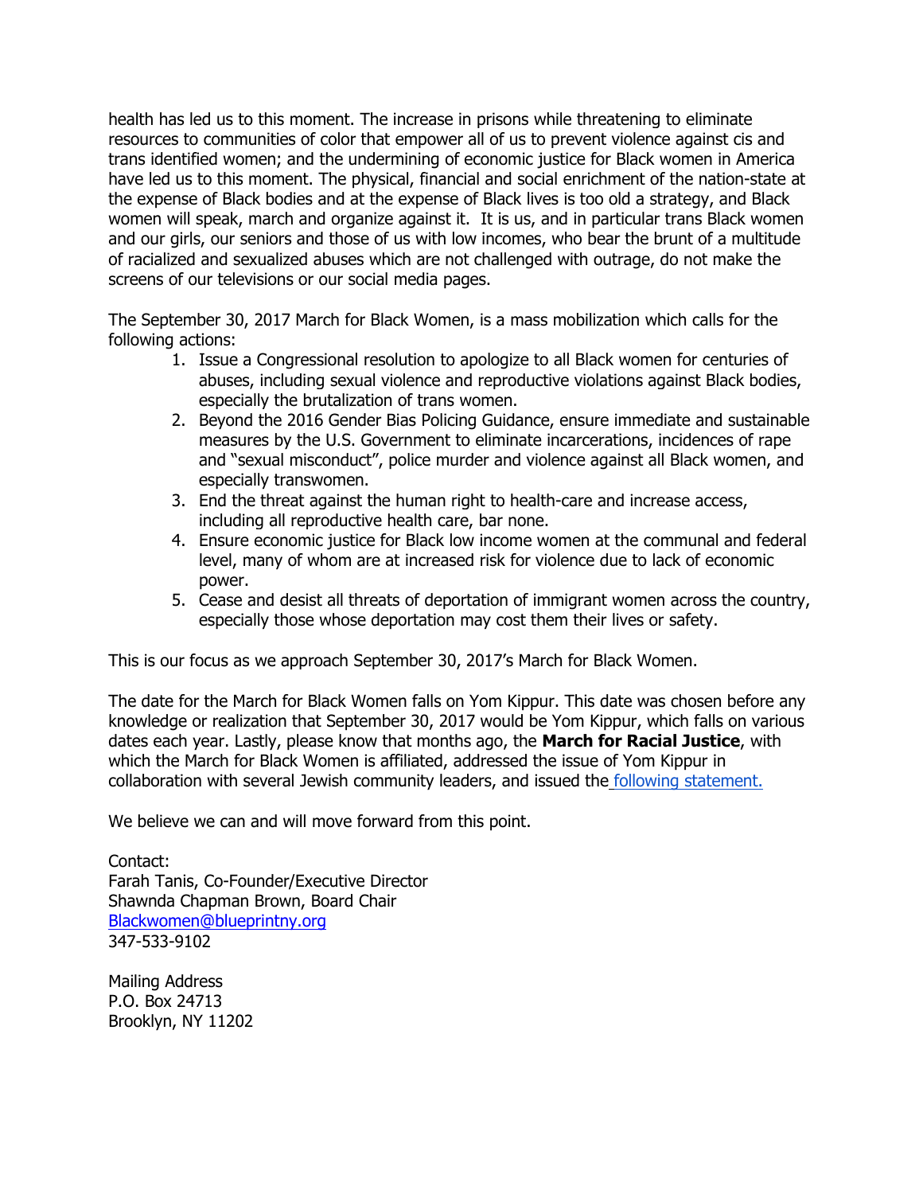health has led us to this moment. The increase in prisons while threatening to eliminate resources to communities of color that empower all of us to prevent violence against cis and trans identified women; and the undermining of economic justice for Black women in America have led us to this moment. The physical, financial and social enrichment of the nation-state at the expense of Black bodies and at the expense of Black lives is too old a strategy, and Black women will speak, march and organize against it. It is us, and in particular trans Black women and our girls, our seniors and those of us with low incomes, who bear the brunt of a multitude of racialized and sexualized abuses which are not challenged with outrage, do not make the screens of our televisions or our social media pages.

The September 30, 2017 March for Black Women, is a mass mobilization which calls for the following actions:

1. Issue a Congressional resolution to apologize to all Black women for centuries of abuses, including sexual violence and reproductive violations against Black bodies, especially the brutalization of trans women.
2. Beyond the 2016 Gender Bias Policing Guidance, ensure immediate and sustainable measures by the U.S. Government to eliminate incarcerations, incidences of rape and "sexual misconduct", police murder and violence against all Black women, and especially transwomen.
3. End the threat against the human right to health-care and increase access, including all reproductive health care, bar none.
4. Ensure economic justice for Black low income women at the communal and federal level, many of whom are at increased risk for violence due to lack of economic power.
5. Cease and desist all threats of deportation of immigrant women across the country, especially those whose deportation may cost them their lives or safety.

This is our focus as we approach September 30, 2017's March for Black Women.

The date for the March for Black Women falls on Yom Kippur. This date was chosen before any knowledge or realization that September 30, 2017 would be Yom Kippur, which falls on various dates each year. Lastly, please know that months ago, the **March for Racial Justice**, with which the March for Black Women is affiliated, addressed the issue of Yom Kippur in collaboration with several Jewish community leaders, and issued the following statement.

We believe we can and will move forward from this point.

Contact:
Farah Tanis, Co-Founder/Executive Director
Shawnda Chapman Brown, Board Chair
Blackwomen@blueprintny.org
347-533-9102

Mailing Address
P.O. Box 24713
Brooklyn, NY 11202